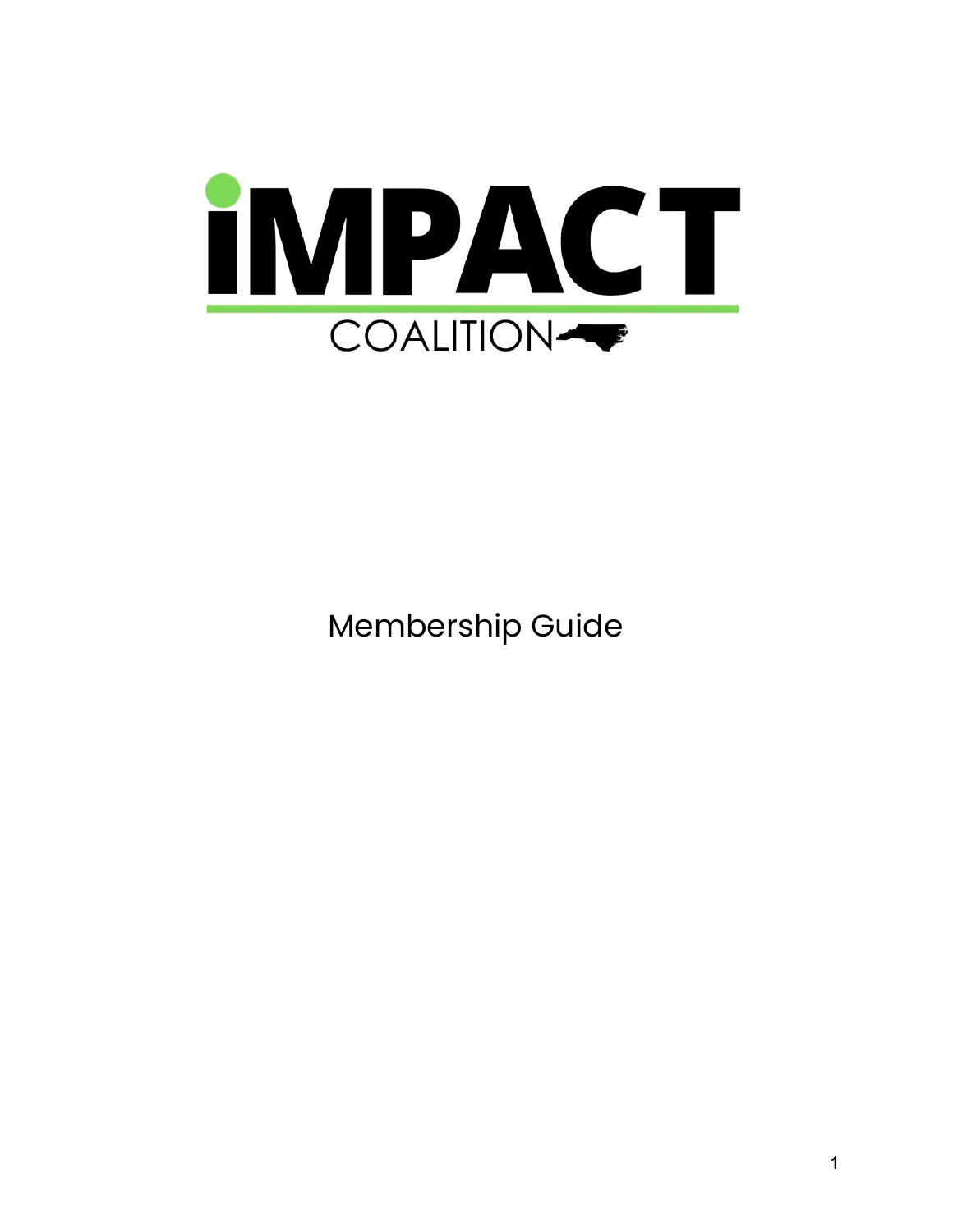# iMPACT

COALITION

Membership Guide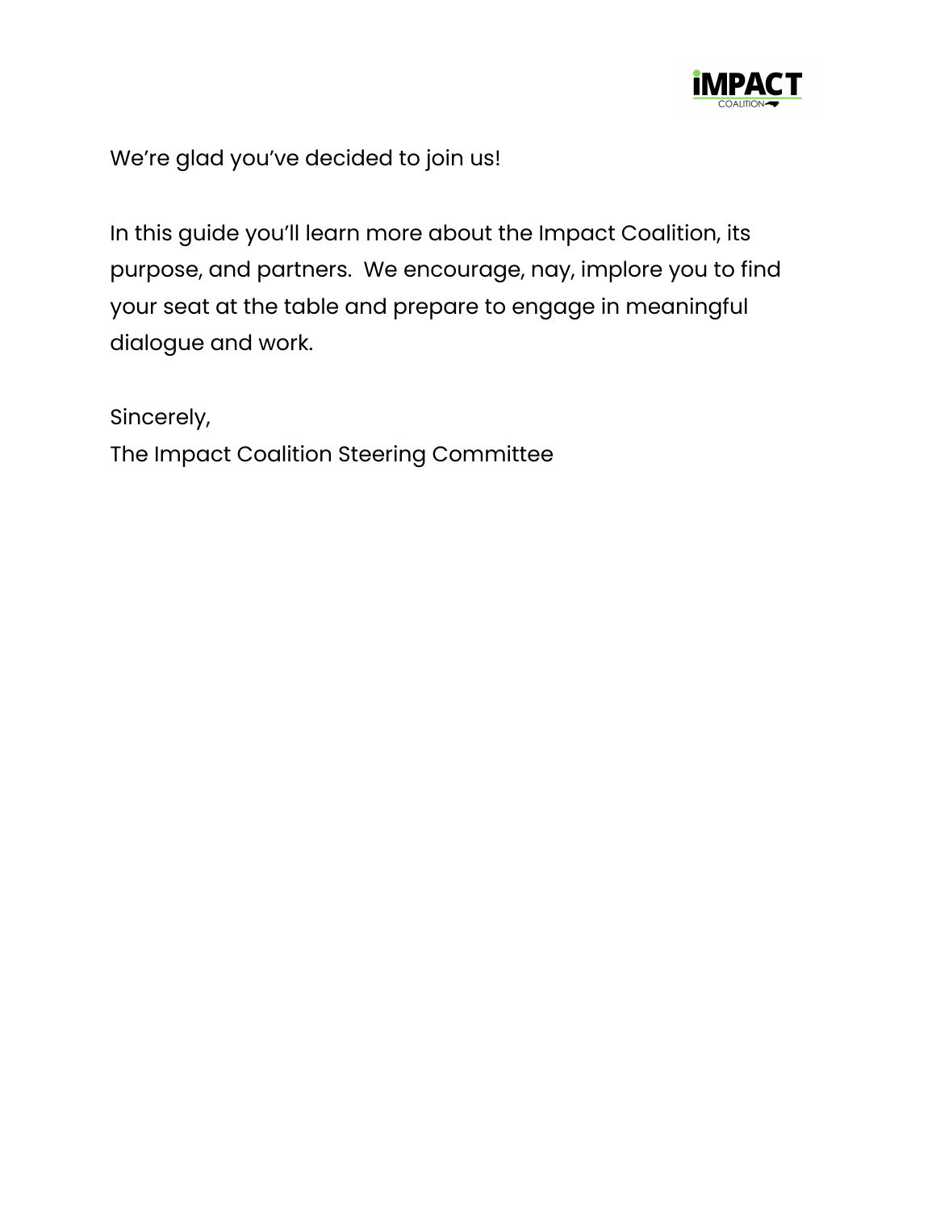We're glad you've decided to join us!

In this guide you'll learn more about the Impact Coalition, its purpose, and partners.  We encourage, nay, implore you to find your seat at the table and prepare to engage in meaningful dialogue and work.

Sincerely,
The Impact Coalition Steering Committee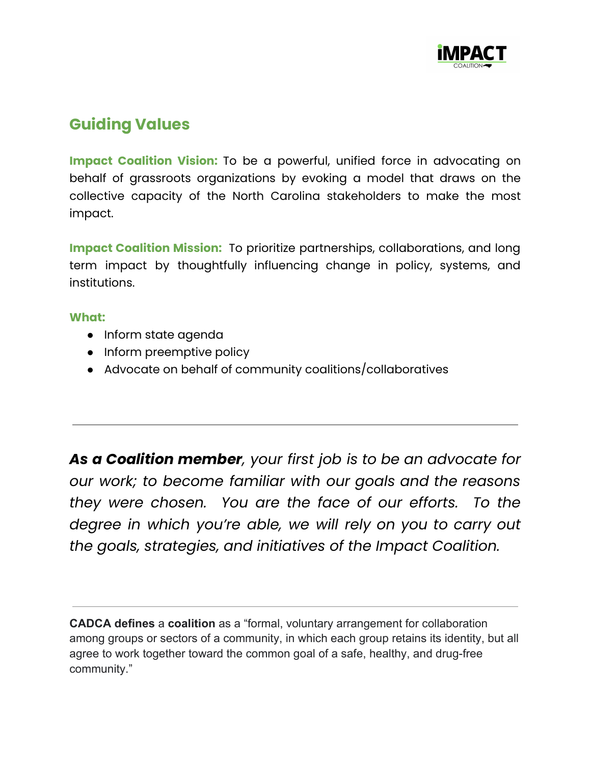## Guiding Values

**Impact Coalition Vision:** To be a powerful, unified force in advocating on behalf of grassroots organizations by evoking a model that draws on the collective capacity of the North Carolina stakeholders to make the most impact.

**Impact Coalition Mission:** To prioritize partnerships, collaborations, and long term impact by thoughtfully influencing change in policy, systems, and institutions.

**What:**

- Inform state agenda
- Inform preemptive policy
- Advocate on behalf of community coalitions/collaboratives

---

***As a Coalition member**, your first job is to be an advocate for our work; to become familiar with our goals and the reasons they were chosen. You are the face of our efforts. To the degree in which you're able, we will rely on you to carry out the goals, strategies, and initiatives of the Impact Coalition.*

---

**CADCA defines** a **coalition** as a "formal, voluntary arrangement for collaboration among groups or sectors of a community, in which each group retains its identity, but all agree to work together toward the common goal of a safe, healthy, and drug-free community."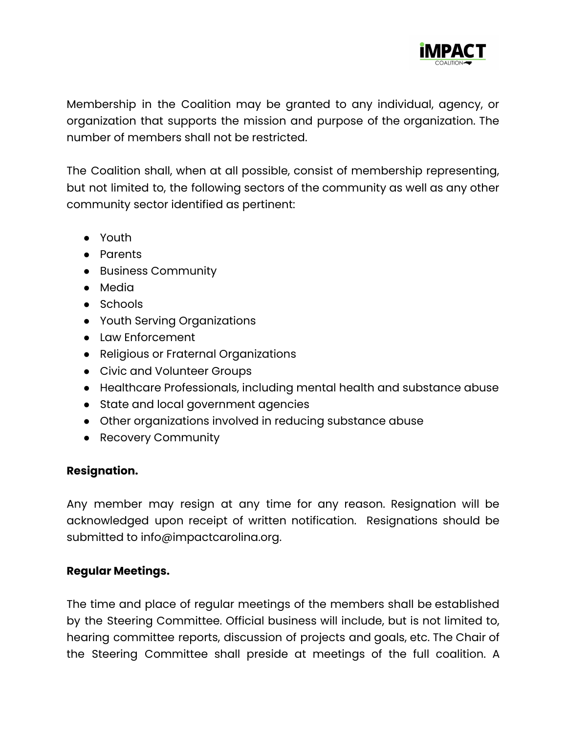Membership in the Coalition may be granted to any individual, agency, or organization that supports the mission and purpose of the organization. The number of members shall not be restricted.

The Coalition shall, when at all possible, consist of membership representing, but not limited to, the following sectors of the community as well as any other community sector identified as pertinent:

- Youth
- Parents
- Business Community
- Media
- Schools
- Youth Serving Organizations
- Law Enforcement
- Religious or Fraternal Organizations
- Civic and Volunteer Groups
- Healthcare Professionals, including mental health and substance abuse
- State and local government agencies
- Other organizations involved in reducing substance abuse
- Recovery Community

**Resignation.**

Any member may resign at any time for any reason. Resignation will be acknowledged upon receipt of written notification. Resignations should be submitted to info@impactcarolina.org.

**Regular Meetings.**

The time and place of regular meetings of the members shall be established by the Steering Committee. Official business will include, but is not limited to, hearing committee reports, discussion of projects and goals, etc. The Chair of the Steering Committee shall preside at meetings of the full coalition. A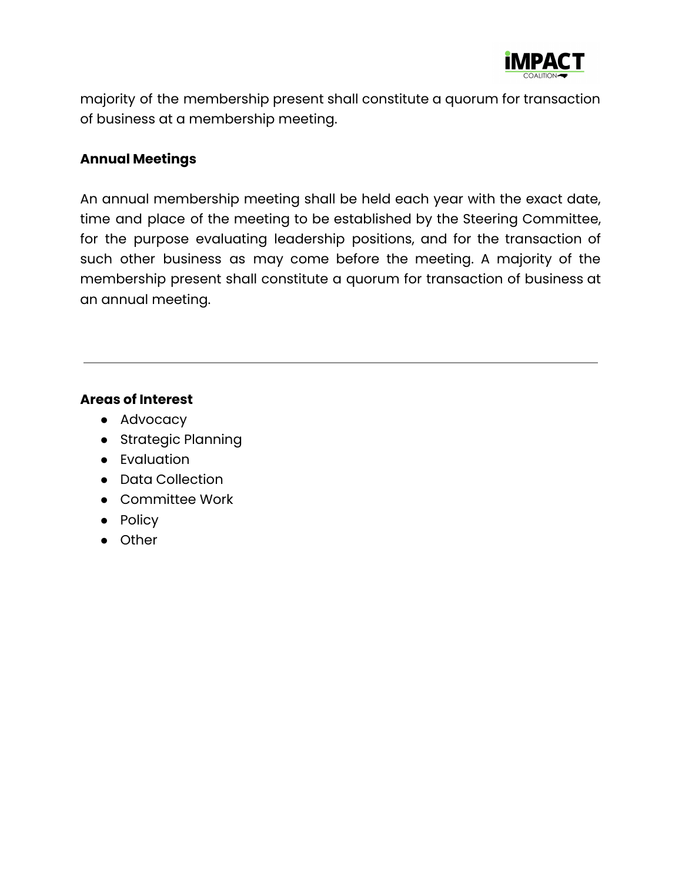majority of the membership present shall constitute a quorum for transaction of business at a membership meeting.

**Annual Meetings**

An annual membership meeting shall be held each year with the exact date, time and place of the meeting to be established by the Steering Committee, for the purpose evaluating leadership positions, and for the transaction of such other business as may come before the meeting. A majority of the membership present shall constitute a quorum for transaction of business at an annual meeting.

---

**Areas of Interest**

- Advocacy
- Strategic Planning
- Evaluation
- Data Collection
- Committee Work
- Policy
- Other